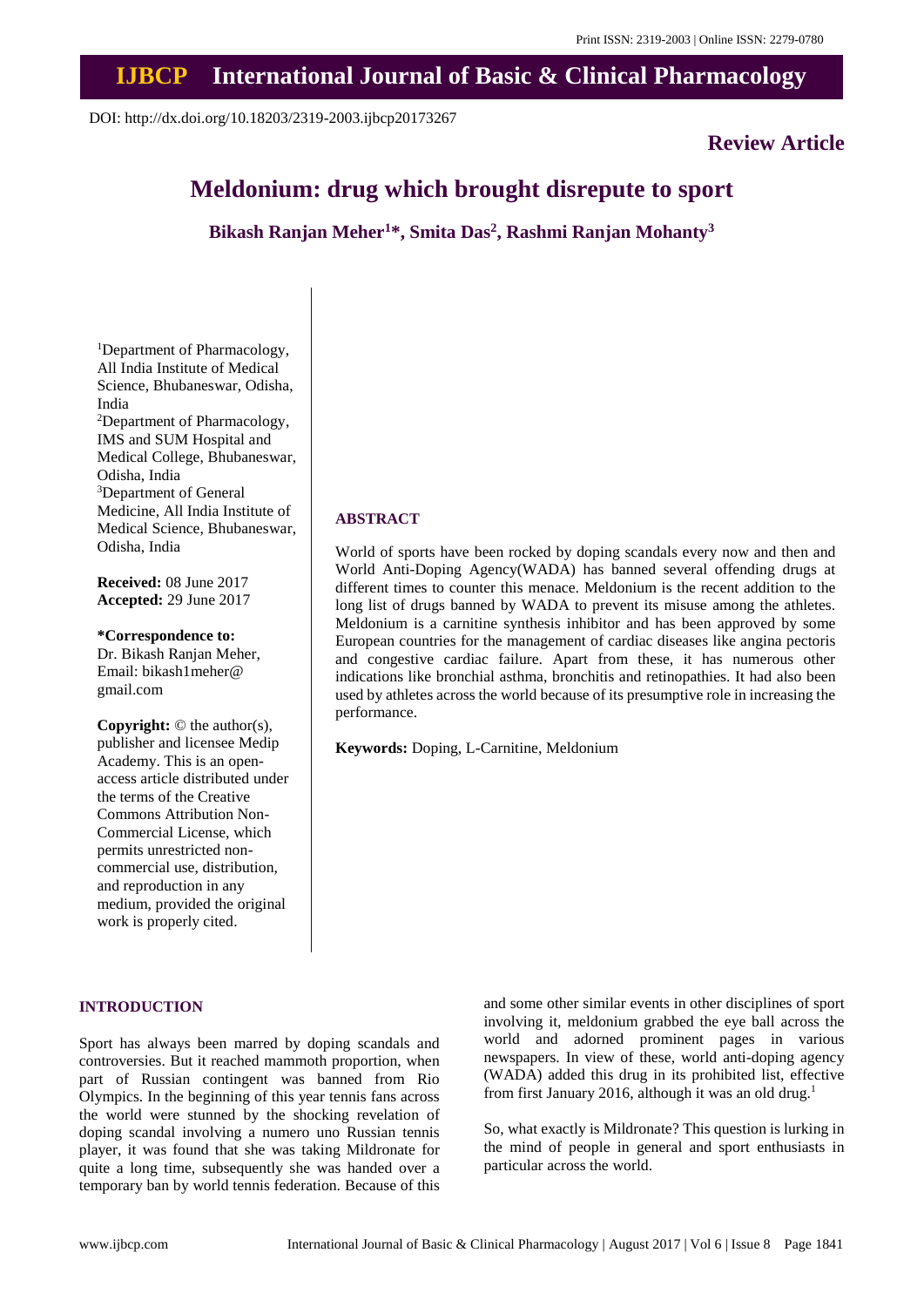# Meldonium: drug which brought disrepute to sport

**Bikash Ranjan Meher[1]*, Smita Das[2], Rashmi Ranjan Mohanty[3]**

[1]Department of Pharmacology, All India Institute of Medical Science, Bhubaneswar, Odisha, India
[2]Department of Pharmacology, IMS and SUM Hospital and Medical College, Bhubaneswar, Odisha, India
[3]Department of General Medicine, All India Institute of Medical Science, Bhubaneswar, Odisha, India

**Received:** 08 June 2017
**Accepted:** 29 June 2017

**\*Correspondence to:**
Dr. Bikash Ranjan Meher,
Email: bikash1meher@gmail.com

**Copyright:** © the author(s), publisher and licensee Medip Academy. This is an open-access article distributed under the terms of the Creative Commons Attribution Non-Commercial License, which permits unrestricted non-commercial use, distribution, and reproduction in any medium, provided the original work is properly cited.

## ABSTRACT

World of sports have been rocked by doping scandals every now and then and World Anti-Doping Agency(WADA) has banned several offending drugs at different times to counter this menace. Meldonium is the recent addition to the long list of drugs banned by WADA to prevent its misuse among the athletes. Meldonium is a carnitine synthesis inhibitor and has been approved by some European countries for the management of cardiac diseases like angina pectoris and congestive cardiac failure. Apart from these, it has numerous other indications like bronchial asthma, bronchitis and retinopathies. It had also been used by athletes across the world because of its presumptive role in increasing the performance.

**Keywords:** Doping, L-Carnitine, Meldonium

## INTRODUCTION

Sport has always been marred by doping scandals and controversies. But it reached mammoth proportion, when part of Russian contingent was banned from Rio Olympics. In the beginning of this year tennis fans across the world were stunned by the shocking revelation of doping scandal involving a numero uno Russian tennis player, it was found that she was taking Mildronate for quite a long time, subsequently she was handed over a temporary ban by world tennis federation. Because of this and some other similar events in other disciplines of sport involving it, meldonium grabbed the eye ball across the world and adorned prominent pages in various newspapers. In view of these, world anti-doping agency (WADA) added this drug in its prohibited list, effective from first January 2016, although it was an old drug.[1]

So, what exactly is Mildronate? This question is lurking in the mind of people in general and sport enthusiasts in particular across the world.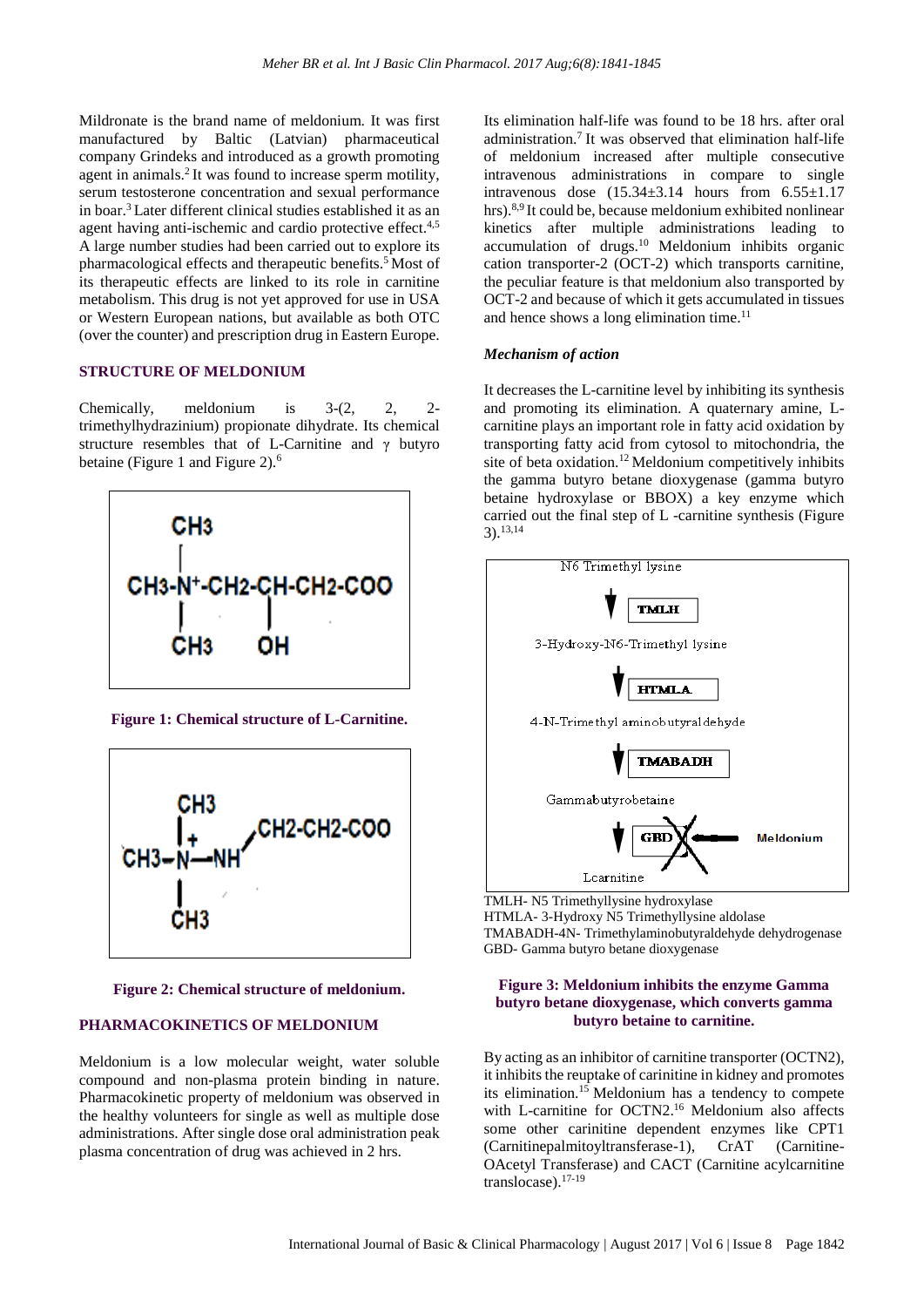Mildronate is the brand name of meldonium. It was first manufactured by Baltic (Latvian) pharmaceutical company Grindeks and introduced as a growth promoting agent in animals.[2] It was found to increase sperm motility, serum testosterone concentration and sexual performance in boar.[3] Later different clinical studies established it as an agent having anti-ischemic and cardio protective effect.[4,5] A large number studies had been carried out to explore its pharmacological effects and therapeutic benefits.[5] Most of its therapeutic effects are linked to its role in carnitine metabolism. This drug is not yet approved for use in USA or Western European nations, but available as both OTC (over the counter) and prescription drug in Eastern Europe.

## STRUCTURE OF MELDONIUM

Chemically, meldonium is 3-(2, 2, 2-trimethylhydrazinium) propionate dihydrate. Its chemical structure resembles that of L-Carnitine and γ butyro betaine (Figure 1 and Figure 2).[6]

CH3
|
CH3-N⁺-CH2-CH-CH2-COO
|          |
CH3       OH

**Figure 1: Chemical structure of L-Carnitine.**

CH3
| +
CH3-N—NH-CH2-CH2-COO
|
CH3

**Figure 2: Chemical structure of meldonium.**

## PHARMACOKINETICS OF MELDONIUM

Meldonium is a low molecular weight, water soluble compound and non-plasma protein binding in nature. Pharmacokinetic property of meldonium was observed in the healthy volunteers for single as well as multiple dose administrations. After single dose oral administration peak plasma concentration of drug was achieved in 2 hrs.

Its elimination half-life was found to be 18 hrs. after oral administration.[7] It was observed that elimination half-life of meldonium increased after multiple consecutive intravenous administrations in compare to single intravenous dose (15.34±3.14 hours from 6.55±1.17 hrs).[8,9] It could be, because meldonium exhibited nonlinear kinetics after multiple administrations leading to accumulation of drugs.[10] Meldonium inhibits organic cation transporter-2 (OCT-2) which transports carnitine, the peculiar feature is that meldonium also transported by OCT-2 and because of which it gets accumulated in tissues and hence shows a long elimination time.[11]

### *Mechanism of action*

It decreases the L-carnitine level by inhibiting its synthesis and promoting its elimination. A quaternary amine, L-carnitine plays an important role in fatty acid oxidation by transporting fatty acid from cytosol to mitochondria, the site of beta oxidation.[12] Meldonium competitively inhibits the gamma butyro betane dioxygenase (gamma butyro betaine hydroxylase or BBOX) a key enzyme which carried out the final step of L -carnitine synthesis (Figure 3).[13,14]

N6 Trimethyl lysine
↓ TMLH
3-Hydroxy-N6-Trimethyl lysine
↓ HTMLA
4-N-Trimethyl aminobutyraldehyde
↓ TMABADH
Gammabutyrobetaine
↓ GBD ✗ ← Meldonium
Lcarnitine

TMLH- N5 Trimethyllysine hydroxylase
HTMLA- 3-Hydroxy N5 Trimethyllysine aldolase
TMABADH-4N- Trimethylaminobutyraldehyde dehydrogenase
GBD- Gamma butyro betane dioxygenase

**Figure 3: Meldonium inhibits the enzyme Gamma butyro betane dioxygenase, which converts gamma butyro betaine to carnitine.**

By acting as an inhibitor of carnitine transporter (OCTN2), it inhibits the reuptake of carinitine in kidney and promotes its elimination.[15] Meldonium has a tendency to compete with L-carnitine for OCTN2.[16] Meldonium also affects some other carnitine dependent enzymes like CPT1 (Carnitinepalmitoyltransferase-1), CrAT (Carnitine-OAcetyl Transferase) and CACT (Carnitine acylcarnitine translocase).[17-19]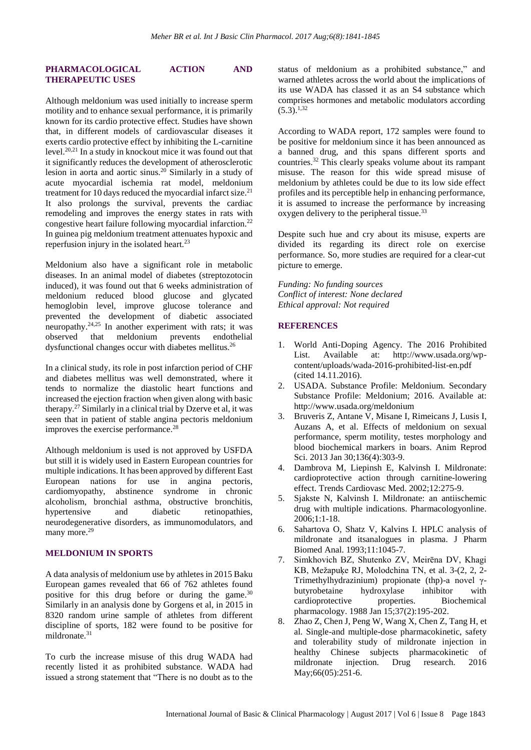## PHARMACOLOGICAL ACTION AND THERAPEUTIC USES

Although meldonium was used initially to increase sperm motility and to enhance sexual performance, it is primarily known for its cardio protective effect. Studies have shown that, in different models of cardiovascular diseases it exerts cardio protective effect by inhibiting the L-carnitine level.[20,21] In a study in knockout mice it was found out that it significantly reduces the development of atherosclerotic lesion in aorta and aortic sinus.[20] Similarly in a study of acute myocardial ischemia rat model, meldonium treatment for 10 days reduced the myocardial infarct size.[21] It also prolongs the survival, prevents the cardiac remodeling and improves the energy states in rats with congestive heart failure following myocardial infarction.[22] In guinea pig meldonium treatment attenuates hypoxic and reperfusion injury in the isolated heart.[23]

Meldonium also have a significant role in metabolic diseases. In an animal model of diabetes (streptozotocin induced), it was found out that 6 weeks administration of meldonium reduced blood glucose and glycated hemoglobin level, improve glucose tolerance and prevented the development of diabetic associated neuropathy.[24,25] In another experiment with rats; it was observed that meldonium prevents endothelial dysfunctional changes occur with diabetes mellitus.[26]

In a clinical study, its role in post infarction period of CHF and diabetes mellitus was well demonstrated, where it tends to normalize the diastolic heart functions and increased the ejection fraction when given along with basic therapy.[27] Similarly in a clinical trial by Dzerve et al, it was seen that in patient of stable angina pectoris meldonium improves the exercise performance.[28]

Although meldonium is used is not approved by USFDA but still it is widely used in Eastern European countries for multiple indications. It has been approved by different East European nations for use in angina pectoris, cardiomyopathy, abstinence syndrome in chronic alcoholism, bronchial asthma, obstructive bronchitis, hypertensive and diabetic retinopathies, neurodegenerative disorders, as immunomodulators, and many more.[29]

## MELDONIUM IN SPORTS

A data analysis of meldonium use by athletes in 2015 Baku European games revealed that 66 of 762 athletes found positive for this drug before or during the game.[30] Similarly in an analysis done by Gorgens et al, in 2015 in 8320 random urine sample of athletes from different discipline of sports, 182 were found to be positive for mildronate.[31]

To curb the increase misuse of this drug WADA had recently listed it as prohibited substance. WADA had issued a strong statement that "There is no doubt as to the status of meldonium as a prohibited substance," and warned athletes across the world about the implications of its use WADA has classed it as an S4 substance which comprises hormones and metabolic modulators according (5.3).[1,32]

According to WADA report, 172 samples were found to be positive for meldonium since it has been announced as a banned drug, and this spans different sports and countries.[32] This clearly speaks volume about its rampant misuse. The reason for this wide spread misuse of meldonium by athletes could be due to its low side effect profiles and its perceptible help in enhancing performance, it is assumed to increase the performance by increasing oxygen delivery to the peripheral tissue.[33]

Despite such hue and cry about its misuse, experts are divided its regarding its direct role on exercise performance. So, more studies are required for a clear-cut picture to emerge.

*Funding: No funding sources*
*Conflict of interest: None declared*
*Ethical approval: Not required*

## REFERENCES

1. World Anti-Doping Agency. The 2016 Prohibited List. Available at: http://www.usada.org/wp-content/uploads/wada-2016-prohibited-list-en.pdf (cited 14.11.2016).
2. USADA. Substance Profile: Meldonium. Secondary Substance Profile: Meldonium; 2016. Available at: http://www.usada.org/meldonium
3. Bruveris Z, Antane V, Misane I, Rimeicans J, Lusis I, Auzans A, et al. Effects of meldonium on sexual performance, sperm motility, testes morphology and blood biochemical markers in boars. Anim Reprod Sci. 2013 Jan 30;136(4):303-9.
4. Dambrova M, Liepinsh E, Kalvinsh I. Mildronate: cardioprotective action through carnitine-lowering effect. Trends Cardiovasc Med. 2002;12:275-9.
5. Sjakste N, Kalvinsh I. Mildronate: an antiischemic drug with multiple indications. Pharmacologyonline. 2006;1:1-18.
6. Sahartova O, Shatz V, Kalvins I. HPLC analysis of mildronate and itsanalogues in plasma. J Pharm Biomed Anal. 1993;11:1045-7.
7. Simkhovich BZ, Shutenko ZV, Meirēna DV, Khagi KB, Mežapuķe RJ, Molodchina TN, et al. 3-(2, 2, 2-Trimethylhydrazinium) propionate (thp)-a novel γ-butyrobetaine hydroxylase inhibitor with cardioprotective properties. Biochemical pharmacology. 1988 Jan 15;37(2):195-202.
8. Zhao Z, Chen J, Peng W, Wang X, Chen Z, Tang H, et al. Single-and multiple-dose pharmacokinetic, safety and tolerability study of mildronate injection in healthy Chinese subjects pharmacokinetic of mildronate injection. Drug research. 2016 May;66(05):251-6.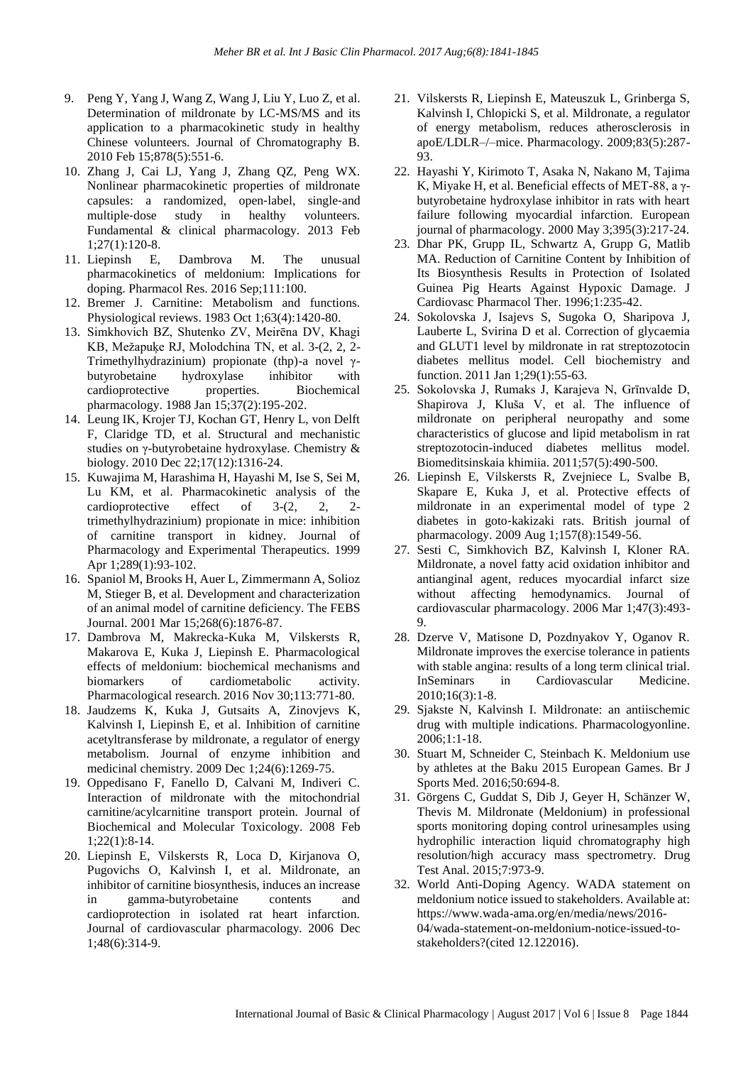9. Peng Y, Yang J, Wang Z, Wang J, Liu Y, Luo Z, et al. Determination of mildronate by LC-MS/MS and its application to a pharmacokinetic study in healthy Chinese volunteers. Journal of Chromatography B. 2010 Feb 15;878(5):551-6.
10. Zhang J, Cai LJ, Yang J, Zhang QZ, Peng WX. Nonlinear pharmacokinetic properties of mildronate capsules: a randomized, open‐label, single‐and multiple‐dose study in healthy volunteers. Fundamental & clinical pharmacology. 2013 Feb 1;27(1):120-8.
11. Liepinsh E, Dambrova M. The unusual pharmacokinetics of meldonium: Implications for doping. Pharmacol Res. 2016 Sep;111:100.
12. Bremer J. Carnitine: Metabolism and functions. Physiological reviews. 1983 Oct 1;63(4):1420-80.
13. Simkhovich BZ, Shutenko ZV, Meirēna DV, Khagi KB, Mežapuķe RJ, Molodchina TN, et al. 3-(2, 2, 2-Trimethylhydrazinium) propionate (thp)-a novel γ-butyrobetaine hydroxylase inhibitor with cardioprotective properties. Biochemical pharmacology. 1988 Jan 15;37(2):195-202.
14. Leung IK, Krojer TJ, Kochan GT, Henry L, von Delft F, Claridge TD, et al. Structural and mechanistic studies on γ-butyrobetaine hydroxylase. Chemistry & biology. 2010 Dec 22;17(12):1316-24.
15. Kuwajima M, Harashima H, Hayashi M, Ise S, Sei M, Lu KM, et al. Pharmacokinetic analysis of the cardioprotective effect of 3-(2, 2, 2-trimethylhydrazinium) propionate in mice: inhibition of carnitine transport in kidney. Journal of Pharmacology and Experimental Therapeutics. 1999 Apr 1;289(1):93-102.
16. Spaniol M, Brooks H, Auer L, Zimmermann A, Solioz M, Stieger B, et al. Development and characterization of an animal model of carnitine deficiency. The FEBS Journal. 2001 Mar 15;268(6):1876-87.
17. Dambrova M, Makrecka-Kuka M, Vilskersts R, Makarova E, Kuka J, Liepinsh E. Pharmacological effects of meldonium: biochemical mechanisms and biomarkers of cardiometabolic activity. Pharmacological research. 2016 Nov 30;113:771-80.
18. Jaudzems K, Kuka J, Gutsaits A, Zinovjevs K, Kalvinsh I, Liepinsh E, et al. Inhibition of carnitine acetyltransferase by mildronate, a regulator of energy metabolism. Journal of enzyme inhibition and medicinal chemistry. 2009 Dec 1;24(6):1269-75.
19. Oppedisano F, Fanello D, Calvani M, Indiveri C. Interaction of mildronate with the mitochondrial carnitine/acylcarnitine transport protein. Journal of Biochemical and Molecular Toxicology. 2008 Feb 1;22(1):8-14.
20. Liepinsh E, Vilskersts R, Loca D, Kirjanova O, Pugovichs O, Kalvinsh I, et al. Mildronate, an inhibitor of carnitine biosynthesis, induces an increase in gamma-butyrobetaine contents and cardioprotection in isolated rat heart infarction. Journal of cardiovascular pharmacology. 2006 Dec 1;48(6):314-9.
21. Vilskersts R, Liepinsh E, Mateuszuk L, Grinberga S, Kalvinsh I, Chlopicki S, et al. Mildronate, a regulator of energy metabolism, reduces atherosclerosis in apoE/LDLR–/–mice. Pharmacology. 2009;83(5):287-93.
22. Hayashi Y, Kirimoto T, Asaka N, Nakano M, Tajima K, Miyake H, et al. Beneficial effects of MET-88, a γ-butyrobetaine hydroxylase inhibitor in rats with heart failure following myocardial infarction. European journal of pharmacology. 2000 May 3;395(3):217-24.
23. Dhar PK, Grupp IL, Schwartz A, Grupp G, Matlib MA. Reduction of Carnitine Content by Inhibition of Its Biosynthesis Results in Protection of Isolated Guinea Pig Hearts Against Hypoxic Damage. J Cardiovasc Pharmacol Ther. 1996;1:235-42.
24. Sokolovska J, Isajevs S, Sugoka O, Sharipova J, Lauberte L, Svirina D et al. Correction of glycaemia and GLUT1 level by mildronate in rat streptozotocin diabetes mellitus model. Cell biochemistry and function. 2011 Jan 1;29(1):55-63.
25. Sokolovska J, Rumaks J, Karajeva N, Grīnvalde D, Shapirova J, Kluša V, et al. The influence of mildronate on peripheral neuropathy and some characteristics of glucose and lipid metabolism in rat streptozotocin-induced diabetes mellitus model. Biomeditsinskaia khimiia. 2011;57(5):490-500.
26. Liepinsh E, Vilskersts R, Zvejniece L, Svalbe B, Skapare E, Kuka J, et al. Protective effects of mildronate in an experimental model of type 2 diabetes in goto‐kakizaki rats. British journal of pharmacology. 2009 Aug 1;157(8):1549-56.
27. Sesti C, Simkhovich BZ, Kalvinsh I, Kloner RA. Mildronate, a novel fatty acid oxidation inhibitor and antianginal agent, reduces myocardial infarct size without affecting hemodynamics. Journal of cardiovascular pharmacology. 2006 Mar 1;47(3):493-9.
28. Dzerve V, Matisone D, Pozdnyakov Y, Oganov R. Mildronate improves the exercise tolerance in patients with stable angina: results of a long term clinical trial. InSeminars in Cardiovascular Medicine. 2010;16(3):1-8.
29. Sjakste N, Kalvinsh I. Mildronate: an antiischemic drug with multiple indications. Pharmacologyonline. 2006;1:1-18.
30. Stuart M, Schneider C, Steinbach K. Meldonium use by athletes at the Baku 2015 European Games. Br J Sports Med. 2016;50:694-8.
31. Görgens C, Guddat S, Dib J, Geyer H, Schänzer W, Thevis M. Mildronate (Meldonium) in professional sports monitoring doping control urinesamples using hydrophilic interaction liquid chromatography high resolution/high accuracy mass spectrometry. Drug Test Anal. 2015;7:973-9.
32. World Anti-Doping Agency. WADA statement on meldonium notice issued to stakeholders. Available at: https://www.wada-ama.org/en/media/news/2016-04/wada-statement-on-meldonium-notice-issued-to-stakeholders?(cited 12.122016).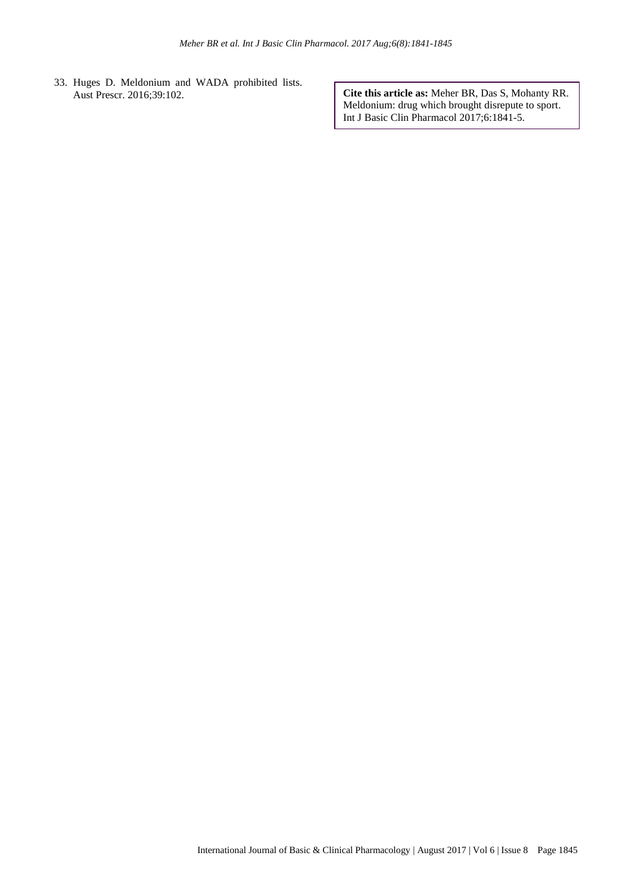33. Huges D. Meldonium and WADA prohibited lists. Aust Prescr. 2016;39:102.

**Cite this article as:** Meher BR, Das S, Mohanty RR. Meldonium: drug which brought disrepute to sport. Int J Basic Clin Pharmacol 2017;6:1841-5.